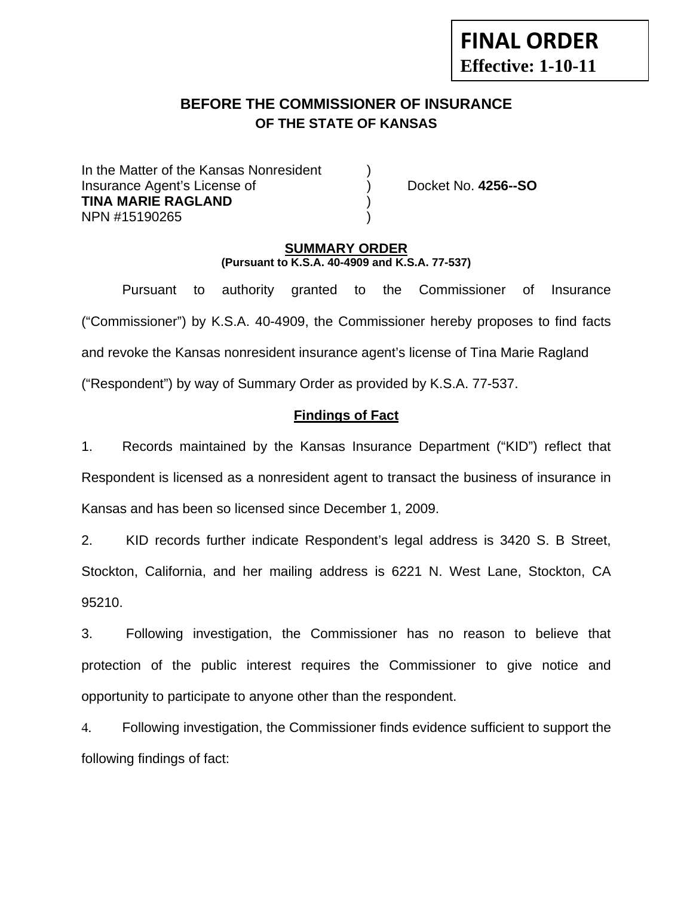**FINAL ORDER**
**Effective: 1-10-11**

# BEFORE THE COMMISSIONER OF INSURANCE
## OF THE STATE OF KANSAS

In the Matter of the Kansas Nonresident )
Insurance Agent's License of ) Docket No. **4256--SO**
**TINA MARIE RAGLAND** )
NPN #15190265 )

### SUMMARY ORDER
**(Pursuant to K.S.A. 40-4909 and K.S.A. 77-537)**

Pursuant to authority granted to the Commissioner of Insurance ("Commissioner") by K.S.A. 40-4909, the Commissioner hereby proposes to find facts and revoke the Kansas nonresident insurance agent's license of Tina Marie Ragland ("Respondent") by way of Summary Order as provided by K.S.A. 77-537.

### Findings of Fact

1. Records maintained by the Kansas Insurance Department ("KID") reflect that Respondent is licensed as a nonresident agent to transact the business of insurance in Kansas and has been so licensed since December 1, 2009.

2. KID records further indicate Respondent's legal address is 3420 S. B Street, Stockton, California, and her mailing address is 6221 N. West Lane, Stockton, CA 95210.

3. Following investigation, the Commissioner has no reason to believe that protection of the public interest requires the Commissioner to give notice and opportunity to participate to anyone other than the respondent.

4. Following investigation, the Commissioner finds evidence sufficient to support the following findings of fact: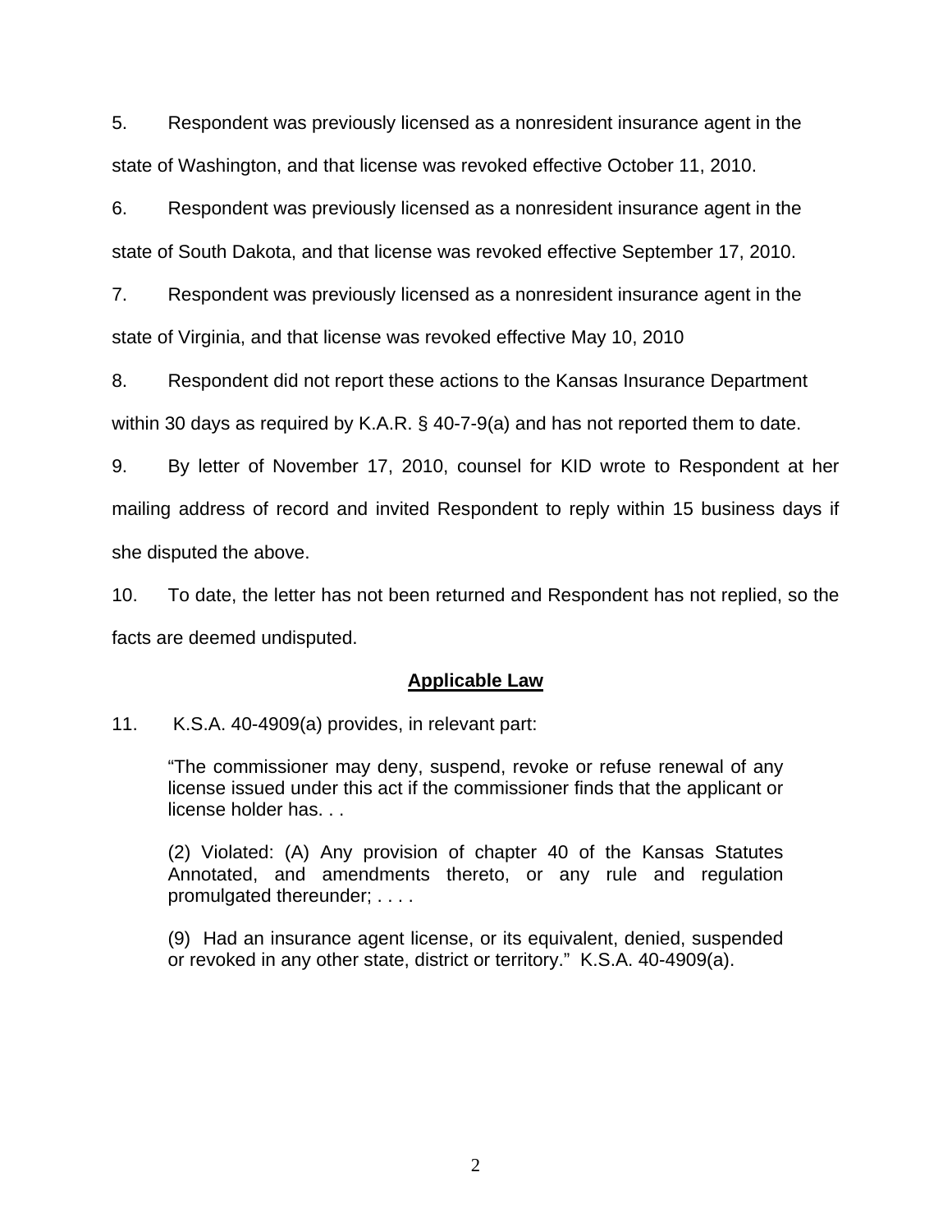5. Respondent was previously licensed as a nonresident insurance agent in the state of Washington, and that license was revoked effective October 11, 2010.

6. Respondent was previously licensed as a nonresident insurance agent in the state of South Dakota, and that license was revoked effective September 17, 2010.

7. Respondent was previously licensed as a nonresident insurance agent in the state of Virginia, and that license was revoked effective May 10, 2010

8. Respondent did not report these actions to the Kansas Insurance Department within 30 days as required by K.A.R. § 40-7-9(a) and has not reported them to date.

9. By letter of November 17, 2010, counsel for KID wrote to Respondent at her mailing address of record and invited Respondent to reply within 15 business days if she disputed the above.

10. To date, the letter has not been returned and Respondent has not replied, so the facts are deemed undisputed.

## Applicable Law

11. K.S.A. 40-4909(a) provides, in relevant part:

> "The commissioner may deny, suspend, revoke or refuse renewal of any license issued under this act if the commissioner finds that the applicant or license holder has. . .
>
> (2) Violated: (A) Any provision of chapter 40 of the Kansas Statutes Annotated, and amendments thereto, or any rule and regulation promulgated thereunder; . . . .
>
> (9) Had an insurance agent license, or its equivalent, denied, suspended or revoked in any other state, district or territory." K.S.A. 40-4909(a).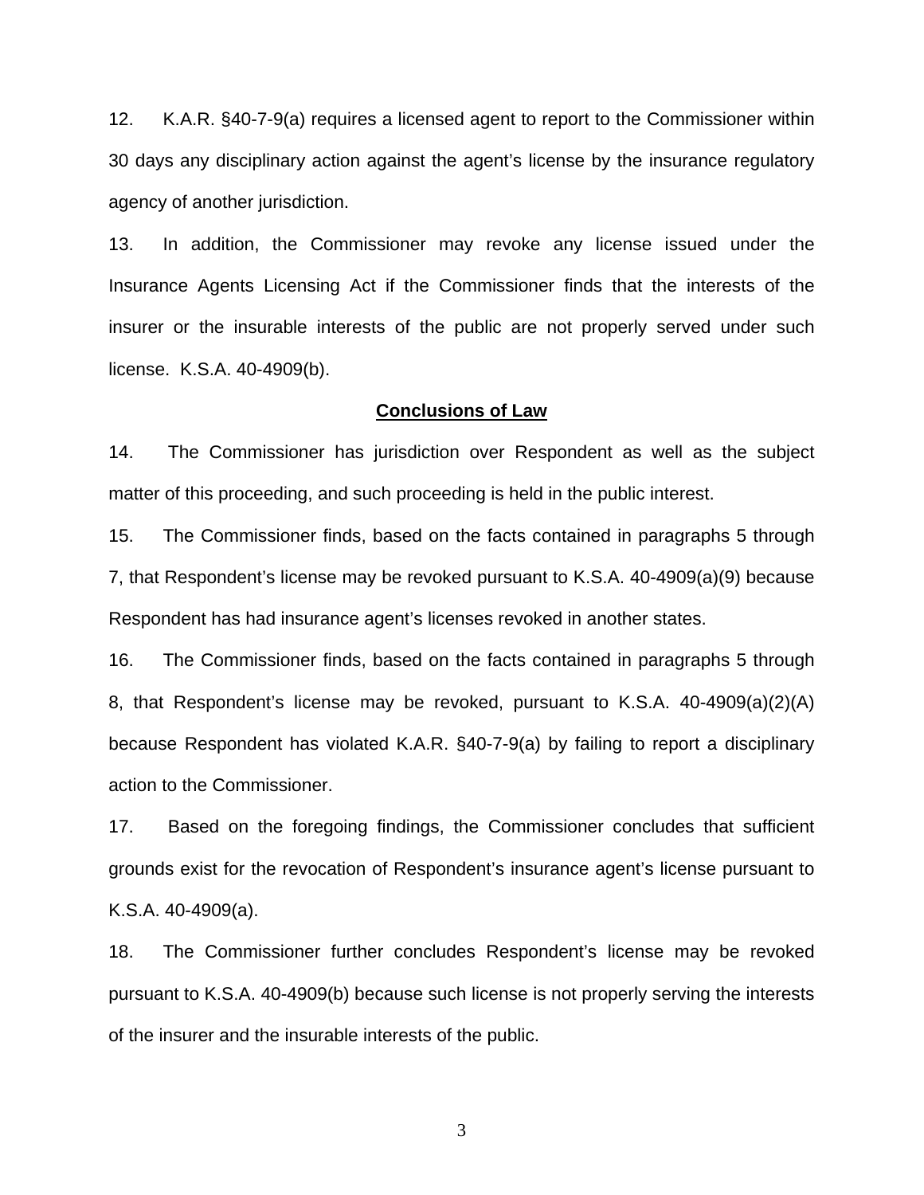12. K.A.R. §40-7-9(a) requires a licensed agent to report to the Commissioner within 30 days any disciplinary action against the agent's license by the insurance regulatory agency of another jurisdiction.

13. In addition, the Commissioner may revoke any license issued under the Insurance Agents Licensing Act if the Commissioner finds that the interests of the insurer or the insurable interests of the public are not properly served under such license. K.S.A. 40-4909(b).

## Conclusions of Law

14. The Commissioner has jurisdiction over Respondent as well as the subject matter of this proceeding, and such proceeding is held in the public interest.

15. The Commissioner finds, based on the facts contained in paragraphs 5 through 7, that Respondent's license may be revoked pursuant to K.S.A. 40-4909(a)(9) because Respondent has had insurance agent's licenses revoked in another states.

16. The Commissioner finds, based on the facts contained in paragraphs 5 through 8, that Respondent's license may be revoked, pursuant to K.S.A. 40-4909(a)(2)(A) because Respondent has violated K.A.R. §40-7-9(a) by failing to report a disciplinary action to the Commissioner.

17. Based on the foregoing findings, the Commissioner concludes that sufficient grounds exist for the revocation of Respondent's insurance agent's license pursuant to K.S.A. 40-4909(a).

18. The Commissioner further concludes Respondent's license may be revoked pursuant to K.S.A. 40-4909(b) because such license is not properly serving the interests of the insurer and the insurable interests of the public.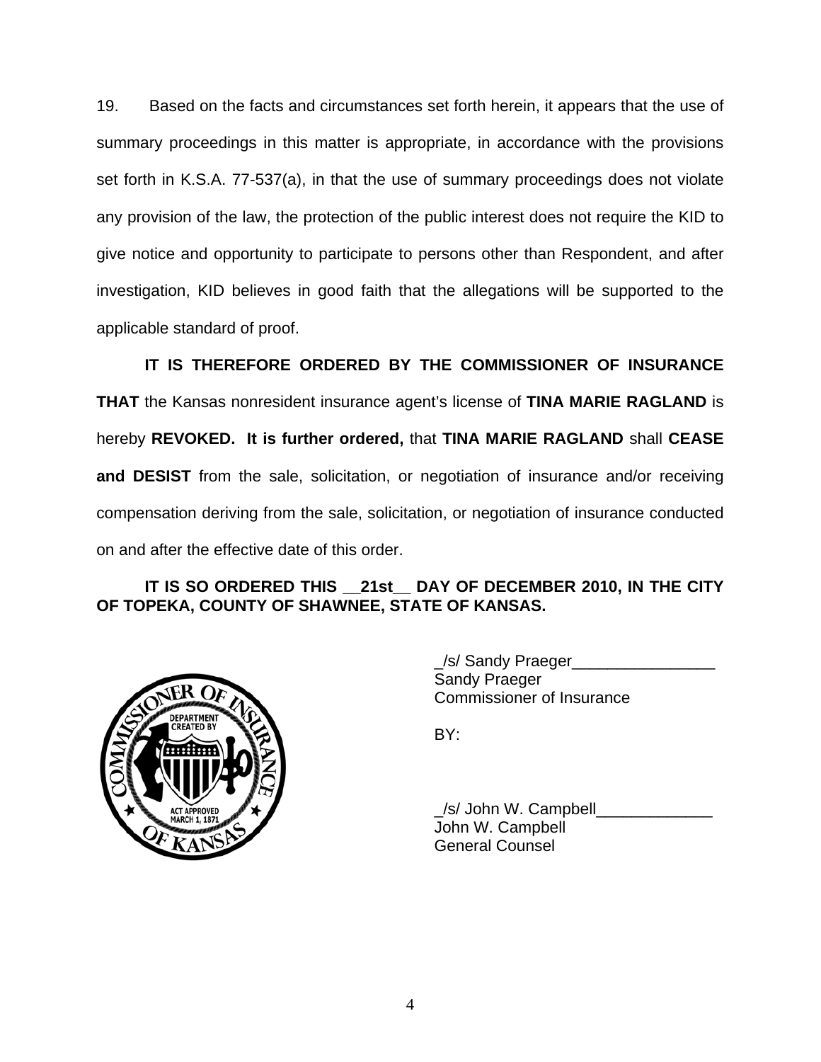19. Based on the facts and circumstances set forth herein, it appears that the use of summary proceedings in this matter is appropriate, in accordance with the provisions set forth in K.S.A. 77-537(a), in that the use of summary proceedings does not violate any provision of the law, the protection of the public interest does not require the KID to give notice and opportunity to participate to persons other than Respondent, and after investigation, KID believes in good faith that the allegations will be supported to the applicable standard of proof.

**IT IS THEREFORE ORDERED BY THE COMMISSIONER OF INSURANCE THAT** the Kansas nonresident insurance agent's license of **TINA MARIE RAGLAND** is hereby **REVOKED. It is further ordered,** that **TINA MARIE RAGLAND** shall **CEASE and DESIST** from the sale, solicitation, or negotiation of insurance and/or receiving compensation deriving from the sale, solicitation, or negotiation of insurance conducted on and after the effective date of this order.

**IT IS SO ORDERED THIS __21st__ DAY OF DECEMBER 2010, IN THE CITY OF TOPEKA, COUNTY OF SHAWNEE, STATE OF KANSAS.**

_/s/ Sandy Praeger________________
Sandy Praeger
Commissioner of Insurance

BY:

_/s/ John W. Campbell_____________
John W. Campbell
General Counsel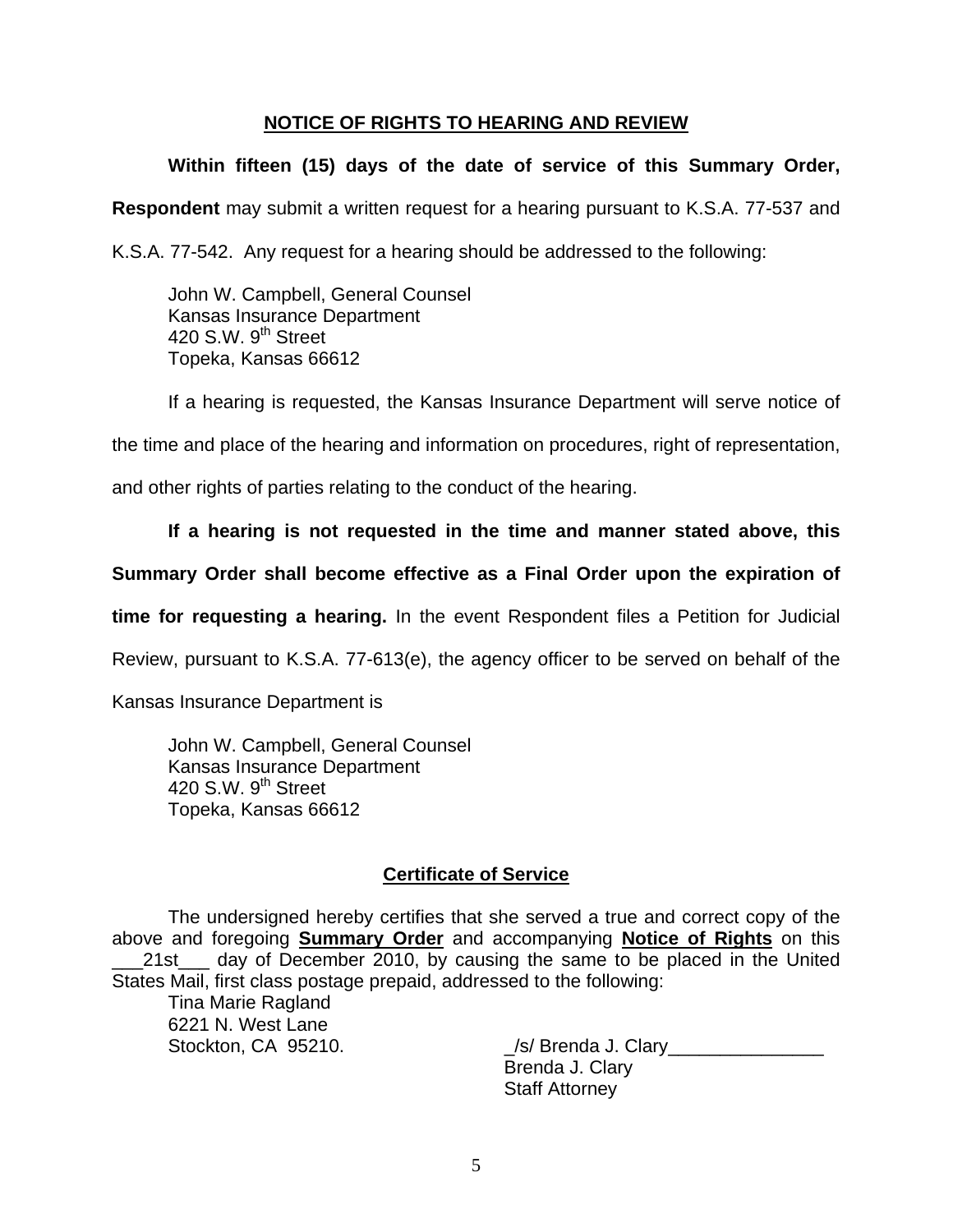## NOTICE OF RIGHTS TO HEARING AND REVIEW

**Within fifteen (15) days of the date of service of this Summary Order, Respondent** may submit a written request for a hearing pursuant to K.S.A. 77-537 and K.S.A. 77-542. Any request for a hearing should be addressed to the following:

John W. Campbell, General Counsel
Kansas Insurance Department
420 S.W. 9th Street
Topeka, Kansas 66612

If a hearing is requested, the Kansas Insurance Department will serve notice of the time and place of the hearing and information on procedures, right of representation, and other rights of parties relating to the conduct of the hearing.

**If a hearing is not requested in the time and manner stated above, this Summary Order shall become effective as a Final Order upon the expiration of time for requesting a hearing.** In the event Respondent files a Petition for Judicial Review, pursuant to K.S.A. 77-613(e), the agency officer to be served on behalf of the Kansas Insurance Department is

John W. Campbell, General Counsel
Kansas Insurance Department
420 S.W. 9th Street
Topeka, Kansas 66612

## Certificate of Service

The undersigned hereby certifies that she served a true and correct copy of the above and foregoing **Summary Order** and accompanying **Notice of Rights** on this ___21st___ day of December 2010, by causing the same to be placed in the United States Mail, first class postage prepaid, addressed to the following:

Tina Marie Ragland
6221 N. West Lane
Stockton, CA 95210.

_/s/ Brenda J. Clary_______________
Brenda J. Clary
Staff Attorney